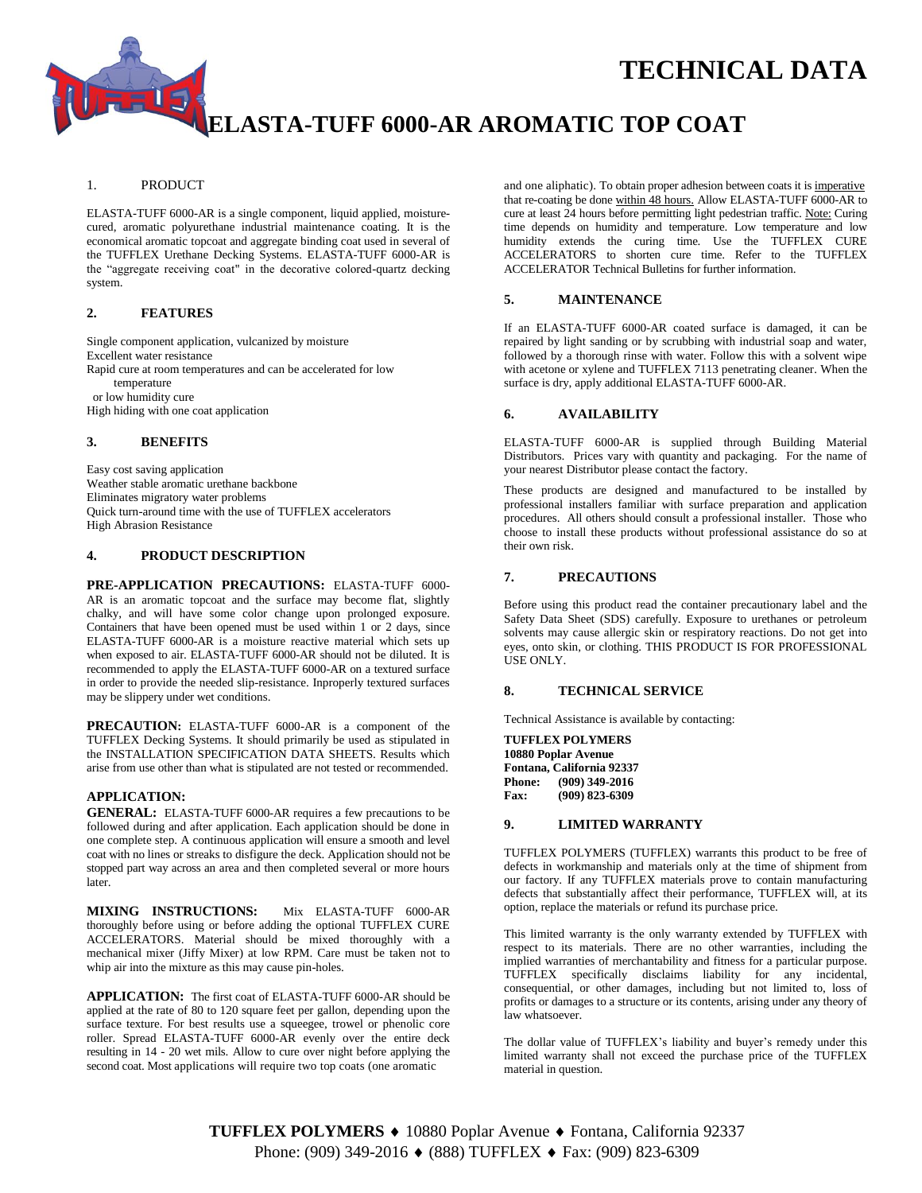# TECHNICAL DATA

# ELASTA-TUFF 6000-AR AROMATIC TOP COAT

## 1. PRODUCT

ELASTA-TUFF 6000-AR is a single component, liquid applied, moisture-cured, aromatic polyurethane industrial maintenance coating. It is the economical aromatic topcoat and aggregate binding coat used in several of the TUFFLEX Urethane Decking Systems. ELASTA-TUFF 6000-AR is the "aggregate receiving coat" in the decorative colored-quartz decking system.

## 2. FEATURES

Single component application, vulcanized by moisture
Excellent water resistance
Rapid cure at room temperatures and can be accelerated for low temperature or low humidity cure
High hiding with one coat application

## 3. BENEFITS

Easy cost saving application
Weather stable aromatic urethane backbone
Eliminates migratory water problems
Quick turn-around time with the use of TUFFLEX accelerators
High Abrasion Resistance

## 4. PRODUCT DESCRIPTION

**PRE-APPLICATION PRECAUTIONS:** ELASTA-TUFF 6000-AR is an aromatic topcoat and the surface may become flat, slightly chalky, and will have some color change upon prolonged exposure. Containers that have been opened must be used within 1 or 2 days, since ELASTA-TUFF 6000-AR is a moisture reactive material which sets up when exposed to air. ELASTA-TUFF 6000-AR should not be diluted. It is recommended to apply the ELASTA-TUFF 6000-AR on a textured surface in order to provide the needed slip-resistance. Inproperly textured surfaces may be slippery under wet conditions.

**PRECAUTION:** ELASTA-TUFF 6000-AR is a component of the TUFFLEX Decking Systems. It should primarily be used as stipulated in the INSTALLATION SPECIFICATION DATA SHEETS. Results which arise from use other than what is stipulated are not tested or recommended.

**APPLICATION:**

**GENERAL:** ELASTA-TUFF 6000-AR requires a few precautions to be followed during and after application. Each application should be done in one complete step. A continuous application will ensure a smooth and level coat with no lines or streaks to disfigure the deck. Application should not be stopped part way across an area and then completed several or more hours later.

**MIXING INSTRUCTIONS:** Mix ELASTA-TUFF 6000-AR thoroughly before using or before adding the optional TUFFLEX CURE ACCELERATORS. Material should be mixed thoroughly with a mechanical mixer (Jiffy Mixer) at low RPM. Care must be taken not to whip air into the mixture as this may cause pin-holes.

**APPLICATION:** The first coat of ELASTA-TUFF 6000-AR should be applied at the rate of 80 to 120 square feet per gallon, depending upon the surface texture. For best results use a squeegee, trowel or phenolic core roller. Spread ELASTA-TUFF 6000-AR evenly over the entire deck resulting in 14 - 20 wet mils. Allow to cure over night before applying the second coat. Most applications will require two top coats (one aromatic and one aliphatic). To obtain proper adhesion between coats it is imperative that re-coating be done within 48 hours. Allow ELASTA-TUFF 6000-AR to cure at least 24 hours before permitting light pedestrian traffic. Note: Curing time depends on humidity and temperature. Low temperature and low humidity extends the curing time. Use the TUFFLEX CURE ACCELERATORS to shorten cure time. Refer to the TUFFLEX ACCELERATOR Technical Bulletins for further information.

## 5. MAINTENANCE

If an ELASTA-TUFF 6000-AR coated surface is damaged, it can be repaired by light sanding or by scrubbing with industrial soap and water, followed by a thorough rinse with water. Follow this with a solvent wipe with acetone or xylene and TUFFLEX 7113 penetrating cleaner. When the surface is dry, apply additional ELASTA-TUFF 6000-AR.

## 6. AVAILABILITY

ELASTA-TUFF 6000-AR is supplied through Building Material Distributors. Prices vary with quantity and packaging. For the name of your nearest Distributor please contact the factory.

These products are designed and manufactured to be installed by professional installers familiar with surface preparation and application procedures. All others should consult a professional installer. Those who choose to install these products without professional assistance do so at their own risk.

## 7. PRECAUTIONS

Before using this product read the container precautionary label and the Safety Data Sheet (SDS) carefully. Exposure to urethanes or petroleum solvents may cause allergic skin or respiratory reactions. Do not get into eyes, onto skin, or clothing. THIS PRODUCT IS FOR PROFESSIONAL USE ONLY.

## 8. TECHNICAL SERVICE

Technical Assistance is available by contacting:

**TUFFLEX POLYMERS**
**10880 Poplar Avenue**
**Fontana, California 92337**
**Phone: (909) 349-2016**
**Fax: (909) 823-6309**

## 9. LIMITED WARRANTY

TUFFLEX POLYMERS (TUFFLEX) warrants this product to be free of defects in workmanship and materials only at the time of shipment from our factory. If any TUFFLEX materials prove to contain manufacturing defects that substantially affect their performance, TUFFLEX will, at its option, replace the materials or refund its purchase price.

This limited warranty is the only warranty extended by TUFFLEX with respect to its materials. There are no other warranties, including the implied warranties of merchantability and fitness for a particular purpose. TUFFLEX specifically disclaims liability for any incidental, consequential, or other damages, including but not limited to, loss of profits or damages to a structure or its contents, arising under any theory of law whatsoever.

The dollar value of TUFFLEX's liability and buyer's remedy under this limited warranty shall not exceed the purchase price of the TUFFLEX material in question.

**TUFFLEX POLYMERS** ♦ 10880 Poplar Avenue ♦ Fontana, California 92337
Phone: (909) 349-2016 ♦ (888) TUFFLEX ♦ Fax: (909) 823-6309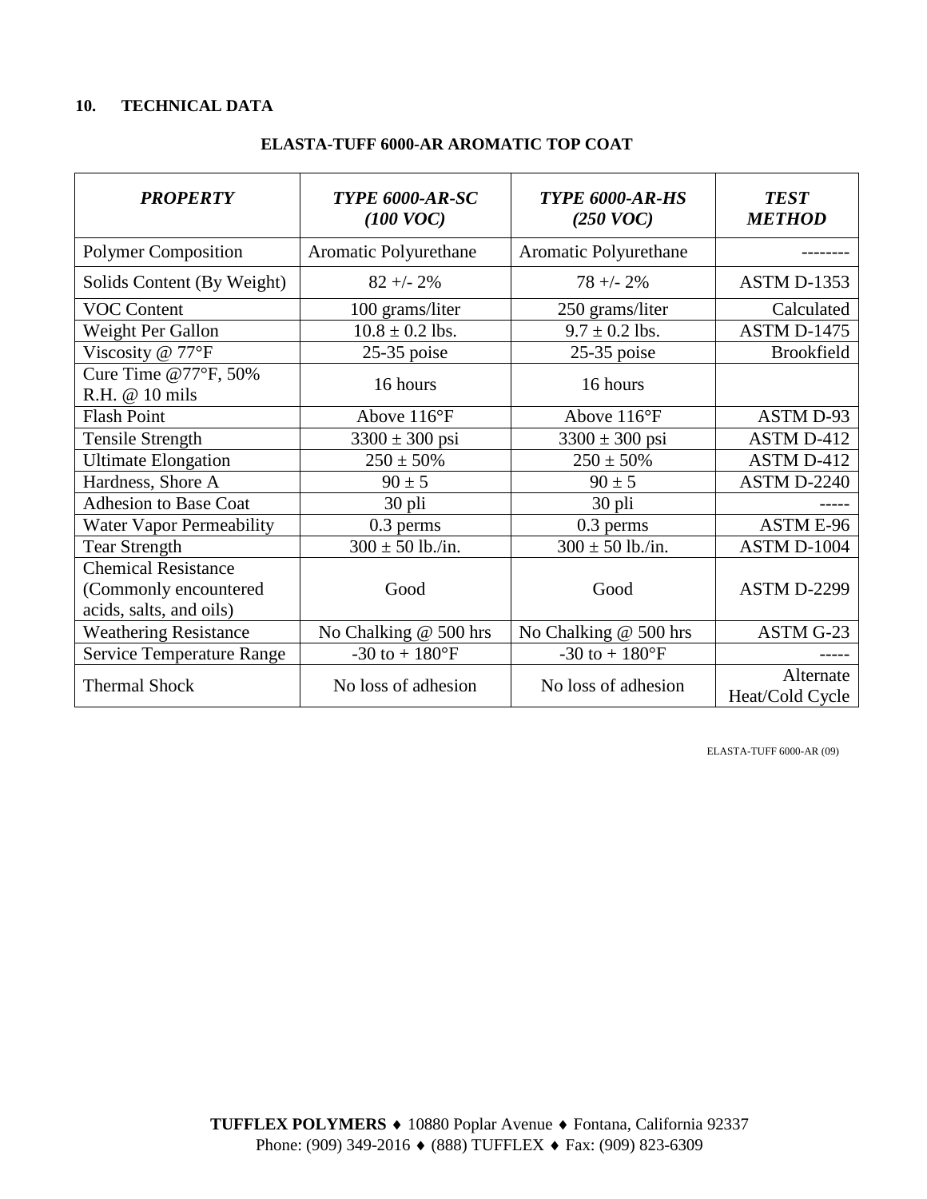## 10. TECHNICAL DATA

### ELASTA-TUFF 6000-AR AROMATIC TOP COAT

| *PROPERTY* | *TYPE 6000-AR-SC (100 VOC)* | *TYPE 6000-AR-HS (250 VOC)* | *TEST METHOD* |
|---|---|---|---|
| Polymer Composition | Aromatic Polyurethane | Aromatic Polyurethane | -------- |
| Solids Content (By Weight) | 82 +/- 2% | 78 +/- 2% | ASTM D-1353 |
| VOC Content | 100 grams/liter | 250 grams/liter | Calculated |
| Weight Per Gallon | 10.8 ± 0.2 lbs. | 9.7 ± 0.2 lbs. | ASTM D-1475 |
| Viscosity @ 77°F | 25-35 poise | 25-35 poise | Brookfield |
| Cure Time @77°F, 50% R.H. @ 10 mils | 16 hours | 16 hours | |
| Flash Point | Above 116°F | Above 116°F | ASTM D-93 |
| Tensile Strength | 3300 ± 300 psi | 3300 ± 300 psi | ASTM D-412 |
| Ultimate Elongation | 250 ± 50% | 250 ± 50% | ASTM D-412 |
| Hardness, Shore A | 90 ± 5 | 90 ± 5 | ASTM D-2240 |
| Adhesion to Base Coat | 30 pli | 30 pli | ----- |
| Water Vapor Permeability | 0.3 perms | 0.3 perms | ASTM E-96 |
| Tear Strength | 300 ± 50 lb./in. | 300 ± 50 lb./in. | ASTM D-1004 |
| Chemical Resistance (Commonly encountered acids, salts, and oils) | Good | Good | ASTM D-2299 |
| Weathering Resistance | No Chalking @ 500 hrs | No Chalking @ 500 hrs | ASTM G-23 |
| Service Temperature Range | -30 to + 180°F | -30 to + 180°F | ----- |
| Thermal Shock | No loss of adhesion | No loss of adhesion | Alternate Heat/Cold Cycle |

ELASTA-TUFF 6000-AR (09)

**TUFFLEX POLYMERS** ♦ 10880 Poplar Avenue ♦ Fontana, California 92337
Phone: (909) 349-2016 ♦ (888) TUFFLEX ♦ Fax: (909) 823-6309